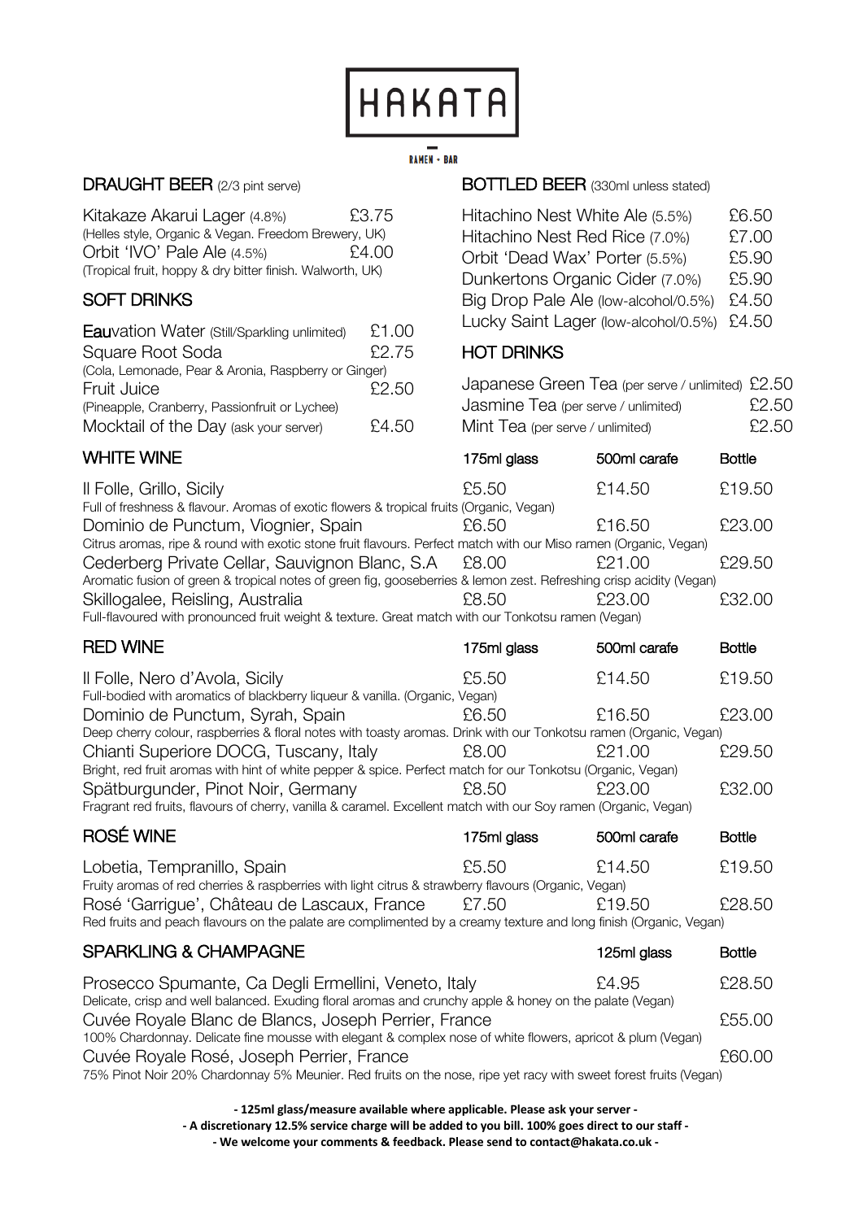# HAKATA

RAMEN + BAR

## DRAUGHT BEER (2/3 pint serve)

| Item | Price |
|---|---|
| Kitakaze Akarui Lager (4.8%)<br>(Helles style, Organic & Vegan. Freedom Brewery, UK) | £3.75 |
| Orbit 'IVO' Pale Ale (4.5%)<br>(Tropical fruit, hoppy & dry bitter finish. Walworth, UK) | £4.00 |

## SOFT DRINKS

| Item | Price |
|---|---|
| Eauvation Water (Still/Sparkling unlimited) | £1.00 |
| Square Root Soda<br>(Cola, Lemonade, Pear & Aronia, Raspberry or Ginger) | £2.75 |
| Fruit Juice<br>(Pineapple, Cranberry, Passionfruit or Lychee) | £2.50 |
| Mocktail of the Day (ask your server) | £4.50 |

## BOTTLED BEER (330ml unless stated)

| Item | Price |
|---|---|
| Hitachino Nest White Ale (5.5%) | £6.50 |
| Hitachino Nest Red Rice (7.0%) | £7.00 |
| Orbit 'Dead Wax' Porter (5.5%) | £5.90 |
| Dunkertons Organic Cider (7.0%) | £5.90 |
| Big Drop Pale Ale (low-alcohol/0.5%) | £4.50 |
| Lucky Saint Lager (low-alcohol/0.5%) | £4.50 |

## HOT DRINKS

| Item | Price |
|---|---|
| Japanese Green Tea (per serve / unlimited) | £2.50 |
| Jasmine Tea (per serve / unlimited) | £2.50 |
| Mint Tea (per serve / unlimited) | £2.50 |

## WHITE WINE

| Wine | 175ml glass | 500ml carafe | Bottle |
|---|---|---|---|
| Il Folle, Grillo, Sicily<br>Full of freshness & flavour. Aromas of exotic flowers & tropical fruits (Organic, Vegan) | £5.50 | £14.50 | £19.50 |
| Dominio de Punctum, Viognier, Spain<br>Citrus aromas, ripe & round with exotic stone fruit flavours. Perfect match with our Miso ramen (Organic, Vegan) | £6.50 | £16.50 | £23.00 |
| Cederberg Private Cellar, Sauvignon Blanc, S.A<br>Aromatic fusion of green & tropical notes of green fig, gooseberries & lemon zest. Refreshing crisp acidity (Vegan) | £8.00 | £21.00 | £29.50 |
| Skillogalee, Reisling, Australia<br>Full-flavoured with pronounced fruit weight & texture. Great match with our Tonkotsu ramen (Vegan) | £8.50 | £23.00 | £32.00 |

## RED WINE

| Wine | 175ml glass | 500ml carafe | Bottle |
|---|---|---|---|
| Il Folle, Nero d'Avola, Sicily<br>Full-bodied with aromatics of blackberry liqueur & vanilla. (Organic, Vegan) | £5.50 | £14.50 | £19.50 |
| Dominio de Punctum, Syrah, Spain<br>Deep cherry colour, raspberries & floral notes with toasty aromas. Drink with our Tonkotsu ramen (Organic, Vegan) | £6.50 | £16.50 | £23.00 |
| Chianti Superiore DOCG, Tuscany, Italy<br>Bright, red fruit aromas with hint of white pepper & spice. Perfect match for our Tonkotsu (Organic, Vegan) | £8.00 | £21.00 | £29.50 |
| Spätburgunder, Pinot Noir, Germany<br>Fragrant red fruits, flavours of cherry, vanilla & caramel. Excellent match with our Soy ramen (Organic, Vegan) | £8.50 | £23.00 | £32.00 |

## ROSÉ WINE

| Wine | 175ml glass | 500ml carafe | Bottle |
|---|---|---|---|
| Lobetia, Tempranillo, Spain<br>Fruity aromas of red cherries & raspberries with light citrus & strawberry flavours (Organic, Vegan) | £5.50 | £14.50 | £19.50 |
| Rosé 'Garrigue', Château de Lascaux, France<br>Red fruits and peach flavours on the palate are complimented by a creamy texture and long finish (Organic, Vegan) | £7.50 | £19.50 | £28.50 |

## SPARKLING & CHAMPAGNE

| Wine | 125ml glass | Bottle |
|---|---|---|
| Prosecco Spumante, Ca Degli Ermellini, Veneto, Italy<br>Delicate, crisp and well balanced. Exuding floral aromas and crunchy apple & honey on the palate (Vegan) | £4.95 | £28.50 |
| Cuvée Royale Blanc de Blancs, Joseph Perrier, France<br>100% Chardonnay. Delicate fine mousse with elegant & complex nose of white flowers, apricot & plum (Vegan) | | £55.00 |
| Cuvée Royale Rosé, Joseph Perrier, France<br>75% Pinot Noir 20% Chardonnay 5% Meunier. Red fruits on the nose, ripe yet racy with sweet forest fruits (Vegan) | | £60.00 |

**- 125ml glass/measure available where applicable. Please ask your server -**

**- A discretionary 12.5% service charge will be added to you bill. 100% goes direct to our staff -**

**- We welcome your comments & feedback. Please send to contact@hakata.co.uk -**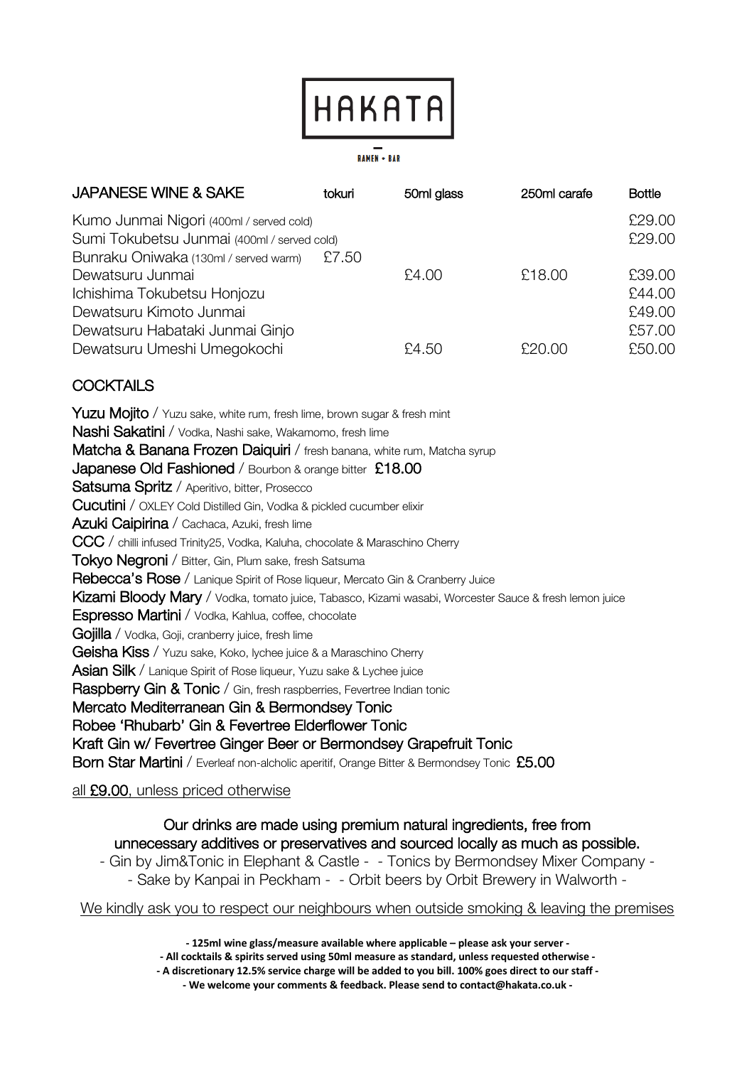# HAKATA

RAMEN + BAR

| JAPANESE WINE & SAKE | tokuri | 50ml glass | 250ml carafe | Bottle |
|---|---|---|---|---|
| Kumo Junmai Nigori (400ml / served cold) | | | | £29.00 |
| Sumi Tokubetsu Junmai (400ml / served cold) | | | | £29.00 |
| Bunraku Oniwaka (130ml / served warm) | £7.50 | | | |
| Dewatsuru Junmai | | £4.00 | £18.00 | £39.00 |
| Ichishima Tokubetsu Honjozu | | | | £44.00 |
| Dewatsuru Kimoto Junmai | | | | £49.00 |
| Dewatsuru Habataki Junmai Ginjo | | | | £57.00 |
| Dewatsuru Umeshi Umegokochi | | £4.50 | £20.00 | £50.00 |

## COCKTAILS

**Yuzu Mojito** / Yuzu sake, white rum, fresh lime, brown sugar & fresh mint
**Nashi Sakatini** / Vodka, Nashi sake, Wakamomo, fresh lime
**Matcha & Banana Frozen Daiquiri** / fresh banana, white rum, Matcha syrup
**Japanese Old Fashioned** / Bourbon & orange bitter **£18.00**
**Satsuma Spritz** / Aperitivo, bitter, Prosecco
**Cucutini** / OXLEY Cold Distilled Gin, Vodka & pickled cucumber elixir
**Azuki Caipirina** / Cachaca, Azuki, fresh lime
**CCC** / chilli infused Trinity25, Vodka, Kaluha, chocolate & Maraschino Cherry
**Tokyo Negroni** / Bitter, Gin, Plum sake, fresh Satsuma
**Rebecca's Rose** / Lanique Spirit of Rose liqueur, Mercato Gin & Cranberry Juice
**Kizami Bloody Mary** / Vodka, tomato juice, Tabasco, Kizami wasabi, Worcester Sauce & fresh lemon juice
**Espresso Martini** / Vodka, Kahlua, coffee, chocolate
**Gojilla** / Vodka, Goji, cranberry juice, fresh lime
**Geisha Kiss** / Yuzu sake, Koko, lychee juice & a Maraschino Cherry
**Asian Silk** / Lanique Spirit of Rose liqueur, Yuzu sake & Lychee juice
**Raspberry Gin & Tonic** / Gin, fresh raspberries, Fevertree Indian tonic
**Mercato Mediterranean Gin & Bermondsey Tonic**
**Robee 'Rhubarb' Gin & Fevertree Elderflower Tonic**
**Kraft Gin w/ Fevertree Ginger Beer or Bermondsey Grapefruit Tonic**
**Born Star Martini** / Everleaf non-alcholic aperitif, Orange Bitter & Bermondsey Tonic **£5.00**

all **£9.00**, unless priced otherwise

Our drinks are made using premium natural ingredients, free from unnecessary additives or preservatives and sourced locally as much as possible.

- Gin by Jim&Tonic in Elephant & Castle - - Tonics by Bermondsey Mixer Company -
- Sake by Kanpai in Peckham - - Orbit beers by Orbit Brewery in Walworth -

We kindly ask you to respect our neighbours when outside smoking & leaving the premises

**- 125ml wine glass/measure available where applicable – please ask your server -**
**- All cocktails & spirits served using 50ml measure as standard, unless requested otherwise -**
**- A discretionary 12.5% service charge will be added to you bill. 100% goes direct to our staff -**
**- We welcome your comments & feedback. Please send to contact@hakata.co.uk -**